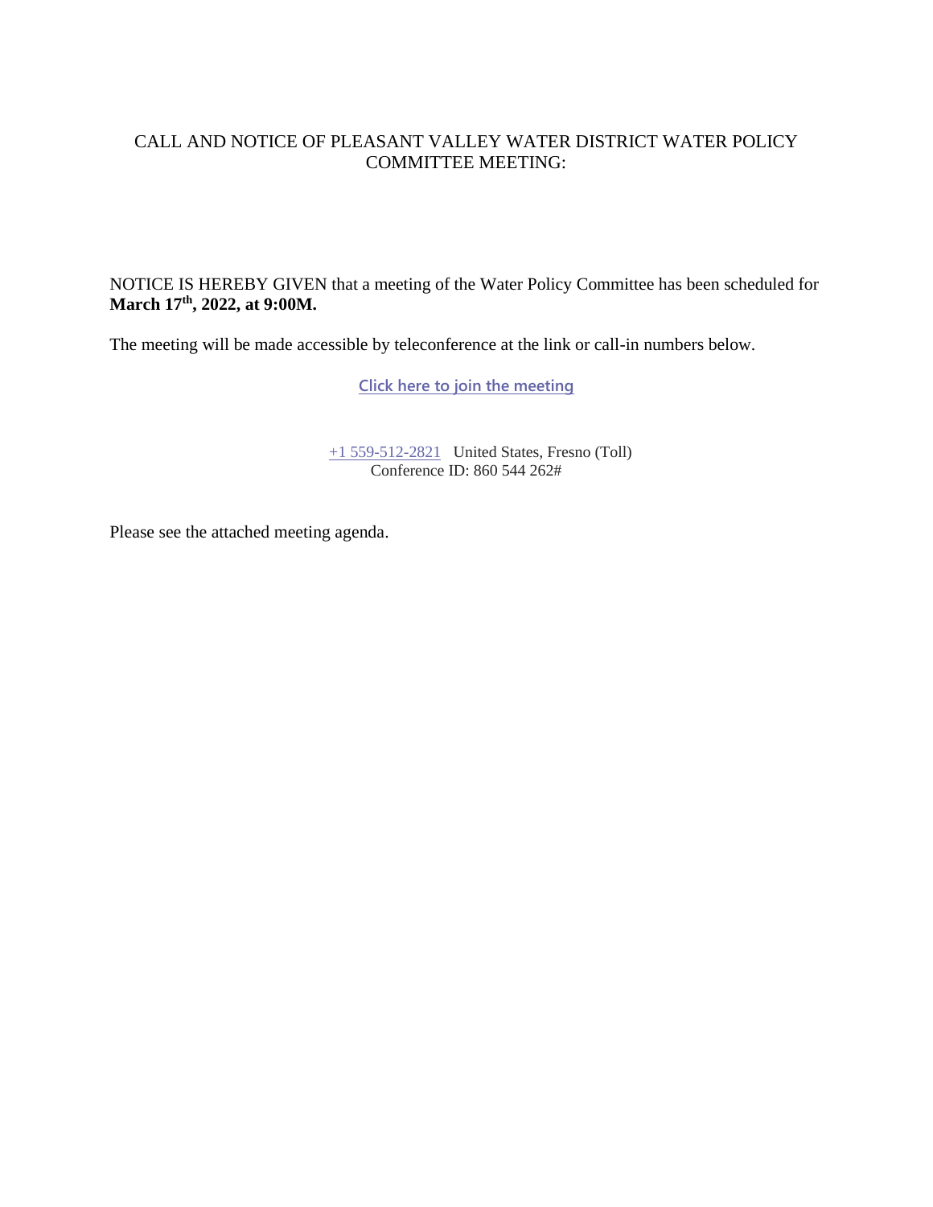# CALL AND NOTICE OF PLEASANT VALLEY WATER DISTRICT WATER POLICY COMMITTEE MEETING:

NOTICE IS HEREBY GIVEN that a meeting of the Water Policy Committee has been scheduled for **March 17th, 2022, at 9:00M.**

The meeting will be made accessible by teleconference at the link or call-in numbers below.

Click here to join the meeting

+1 559-512-2821 United States, Fresno (Toll)
Conference ID: 860 544 262#

Please see the attached meeting agenda.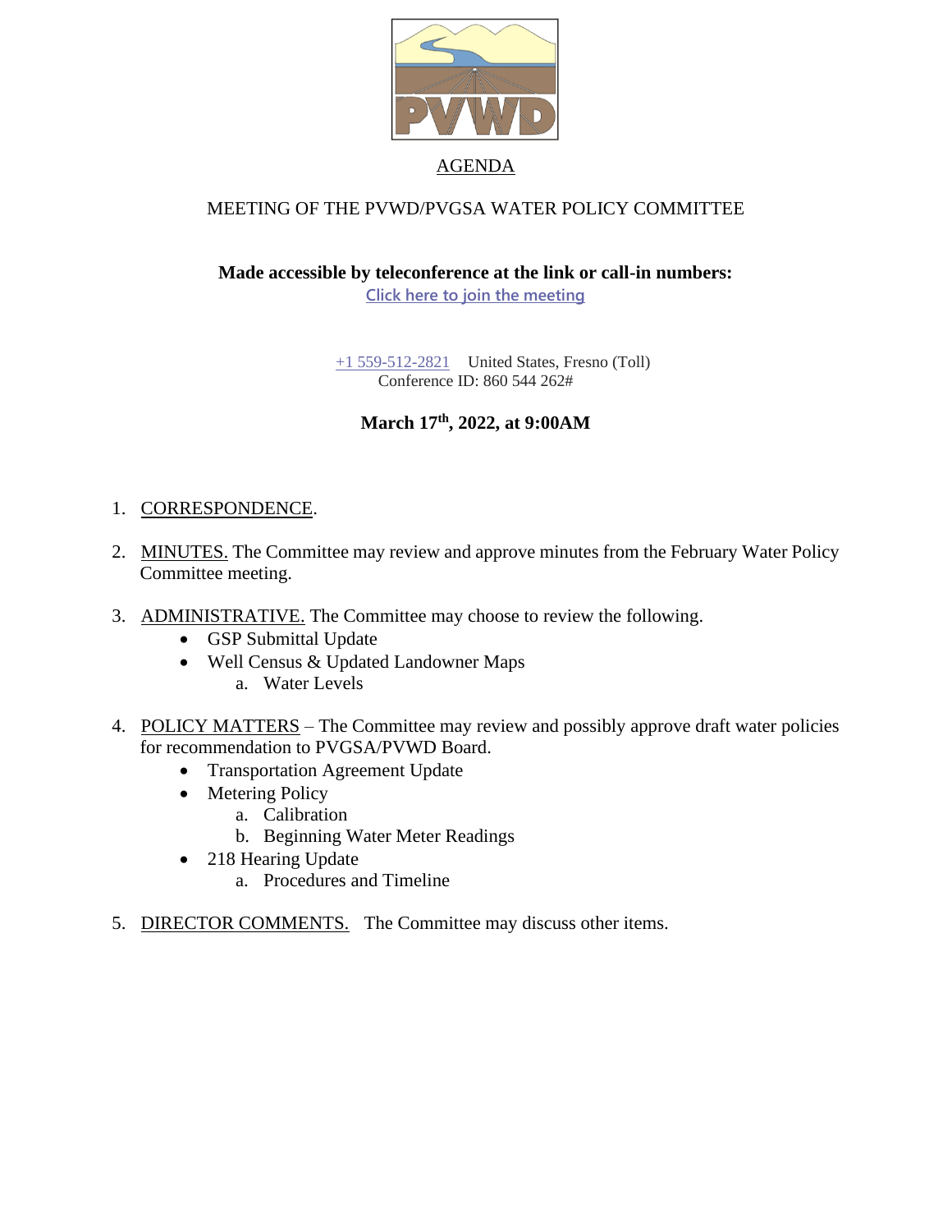# AGENDA

## MEETING OF THE PVWD/PVGSA WATER POLICY COMMITTEE

**Made accessible by teleconference at the link or call-in numbers:**
Click here to join the meeting

+1 559-512-2821 United States, Fresno (Toll)
Conference ID: 860 544 262#

**March 17th, 2022, at 9:00AM**

1. CORRESPONDENCE.

2. MINUTES. The Committee may review and approve minutes from the February Water Policy Committee meeting.

3. ADMINISTRATIVE. The Committee may choose to review the following.
   - GSP Submittal Update
   - Well Census & Updated Landowner Maps
     a. Water Levels

4. POLICY MATTERS – The Committee may review and possibly approve draft water policies for recommendation to PVGSA/PVWD Board.
   - Transportation Agreement Update
   - Metering Policy
     a. Calibration
     b. Beginning Water Meter Readings
   - 218 Hearing Update
     a. Procedures and Timeline

5. DIRECTOR COMMENTS. The Committee may discuss other items.